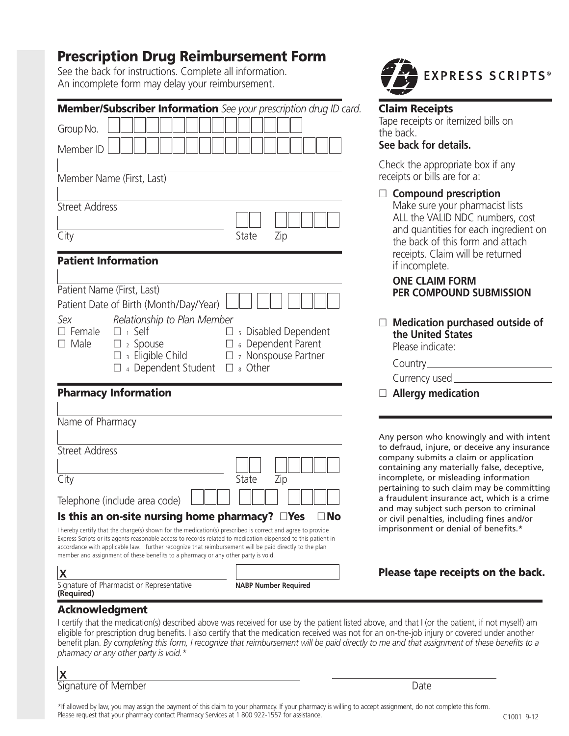# Prescription Drug Reimbursement Form

See the back for instructions. Complete all information.
An incomplete form may delay your reimbursement.

EXPRESS SCRIPTS®

## Member/Subscriber Information *See your prescription drug ID card.*

Group No.

Member ID

Member Name (First, Last)

Street Address

City | State | Zip

## Patient Information

Patient Name (First, Last)

Patient Date of Birth (Month/Day/Year)

*Sex*
- ☐ Female
- ☐ Male

*Relationship to Plan Member*
- ☐ 1 Self
- ☐ 2 Spouse
- ☐ 3 Eligible Child
- ☐ 4 Dependent Student
- ☐ 5 Disabled Dependent
- ☐ 6 Dependent Parent
- ☐ 7 Nonspouse Partner
- ☐ 8 Other

## Pharmacy Information

Name of Pharmacy

Street Address

City | State | Zip

Telephone (include area code)

**Is this an on-site nursing home pharmacy? ☐Yes ☐No**

I hereby certify that the charge(s) shown for the medication(s) prescribed is correct and agree to provide Express Scripts or its agents reasonable access to records related to medication dispensed to this patient in accordance with applicable law. I further recognize that reimbursement will be paid directly to the plan member and assignment of these benefits to a pharmacy or any other party is void.

**X**

Signature of Pharmacist or Representative **(Required)**

**NABP Number Required**

## Claim Receipts

Tape receipts or itemized bills on the back.
**See back for details.**

Check the appropriate box if any receipts or bills are for a:

☐ **Compound prescription**
Make sure your pharmacist lists ALL the VALID NDC numbers, cost and quantities for each ingredient on the back of this form and attach receipts. Claim will be returned if incomplete.

**ONE CLAIM FORM PER COMPOUND SUBMISSION**

☐ **Medication purchased outside of the United States**
Please indicate:

Country\_\_\_\_\_\_\_\_\_\_\_\_\_\_\_\_\_\_\_\_

Currency used \_\_\_\_\_\_\_\_\_\_\_\_\_\_\_\_\_\_\_\_

☐ **Allergy medication**

Any person who knowingly and with intent to defraud, injure, or deceive any insurance company submits a claim or application containing any materially false, deceptive, incomplete, or misleading information pertaining to such claim may be committing a fraudulent insurance act, which is a crime and may subject such person to criminal or civil penalties, including fines and/or imprisonment or denial of benefits.*

**Please tape receipts on the back.**

## Acknowledgment

I certify that the medication(s) described above was received for use by the patient listed above, and that I (or the patient, if not myself) am eligible for prescription drug benefits. I also certify that the medication received was not for an on-the-job injury or covered under another benefit plan. *By completing this form, I recognize that reimbursement will be paid directly to me and that assignment of these benefits to a pharmacy or any other party is void.**

**X**

Signature of Member

Date

*If allowed by law, you may assign the payment of this claim to your pharmacy. If your pharmacy is willing to accept assignment, do not complete this form. Please request that your pharmacy contact Pharmacy Services at 1 800 922-1557 for assistance.

C1001 9-12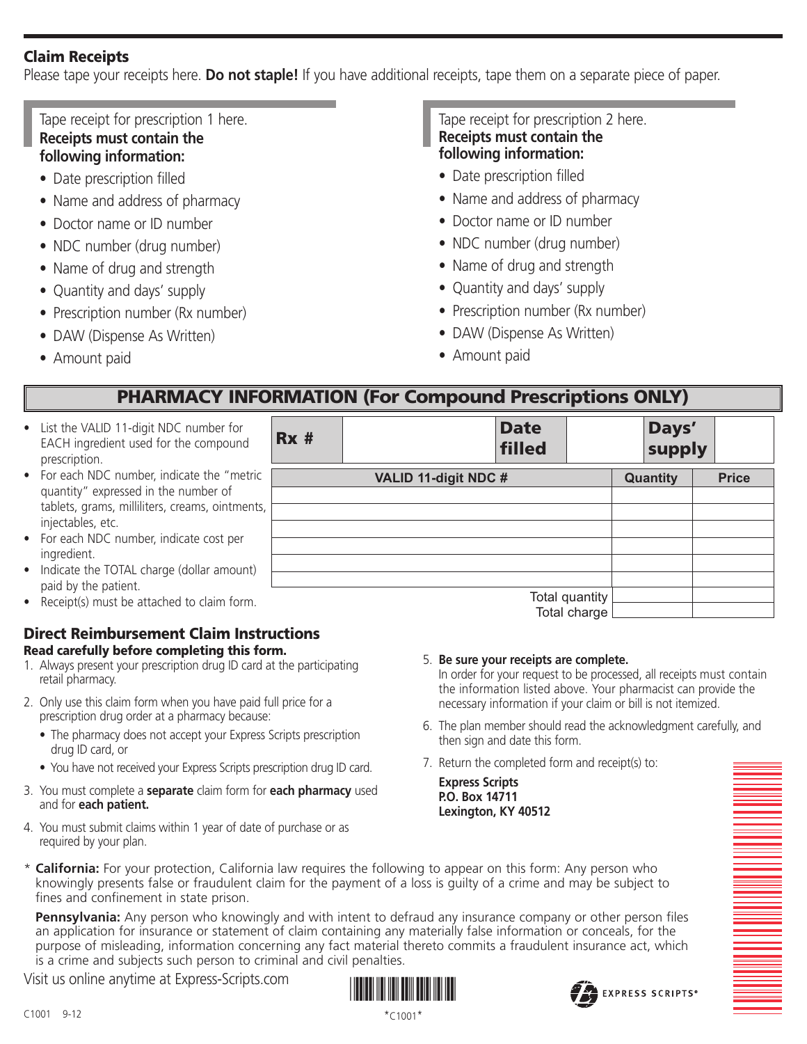## Claim Receipts

Please tape your receipts here. **Do not staple!** If you have additional receipts, tape them on a separate piece of paper.

Tape receipt for prescription 1 here.
**Receipts must contain the following information:**

- Date prescription filled
- Name and address of pharmacy
- Doctor name or ID number
- NDC number (drug number)
- Name of drug and strength
- Quantity and days' supply
- Prescription number (Rx number)
- DAW (Dispense As Written)
- Amount paid

Tape receipt for prescription 2 here.
**Receipts must contain the following information:**

- Date prescription filled
- Name and address of pharmacy
- Doctor name or ID number
- NDC number (drug number)
- Name of drug and strength
- Quantity and days' supply
- Prescription number (Rx number)
- DAW (Dispense As Written)
- Amount paid

## PHARMACY INFORMATION (For Compound Prescriptions ONLY)

- List the VALID 11-digit NDC number for EACH ingredient used for the compound prescription.
- For each NDC number, indicate the "metric quantity" expressed in the number of tablets, grams, milliliters, creams, ointments, injectables, etc.
- For each NDC number, indicate cost per ingredient.
- Indicate the TOTAL charge (dollar amount) paid by the patient.
- Receipt(s) must be attached to claim form.

| Rx # | | Date filled | | Days' supply | |
|---|---|---|---|---|---|

| VALID 11-digit NDC # | Quantity | Price |
|---|---|---|
| | | |
| | | |
| | | |
| | | |
| | | |
| | | |
| Total quantity | | |
| Total charge | | |

## Direct Reimbursement Claim Instructions

**Read carefully before completing this form.**

1. Always present your prescription drug ID card at the participating retail pharmacy.
2. Only use this claim form when you have paid full price for a prescription drug order at a pharmacy because:
   - The pharmacy does not accept your Express Scripts prescription drug ID card, or
   - You have not received your Express Scripts prescription drug ID card.
3. You must complete a **separate** claim form for **each pharmacy** used and for **each patient.**
4. You must submit claims within 1 year of date of purchase or as required by your plan.
5. **Be sure your receipts are complete.** In order for your request to be processed, all receipts must contain the information listed above. Your pharmacist can provide the necessary information if your claim or bill is not itemized.
6. The plan member should read the acknowledgment carefully, and then sign and date this form.
7. Return the completed form and receipt(s) to:

   **Express Scripts**
   **P.O. Box 14711**
   **Lexington, KY 40512**

\* **California:** For your protection, California law requires the following to appear on this form: Any person who knowingly presents false or fraudulent claim for the payment of a loss is guilty of a crime and may be subject to fines and confinement in state prison.

**Pennsylvania:** Any person who knowingly and with intent to defraud any insurance company or other person files an application for insurance or statement of claim containing any materially false information or conceals, for the purpose of misleading, information concerning any fact material thereto commits a fraudulent insurance act, which is a crime and subjects such person to criminal and civil penalties.

Visit us online anytime at Express-Scripts.com

*C1001*

EXPRESS SCRIPTS®

C1001 9-12